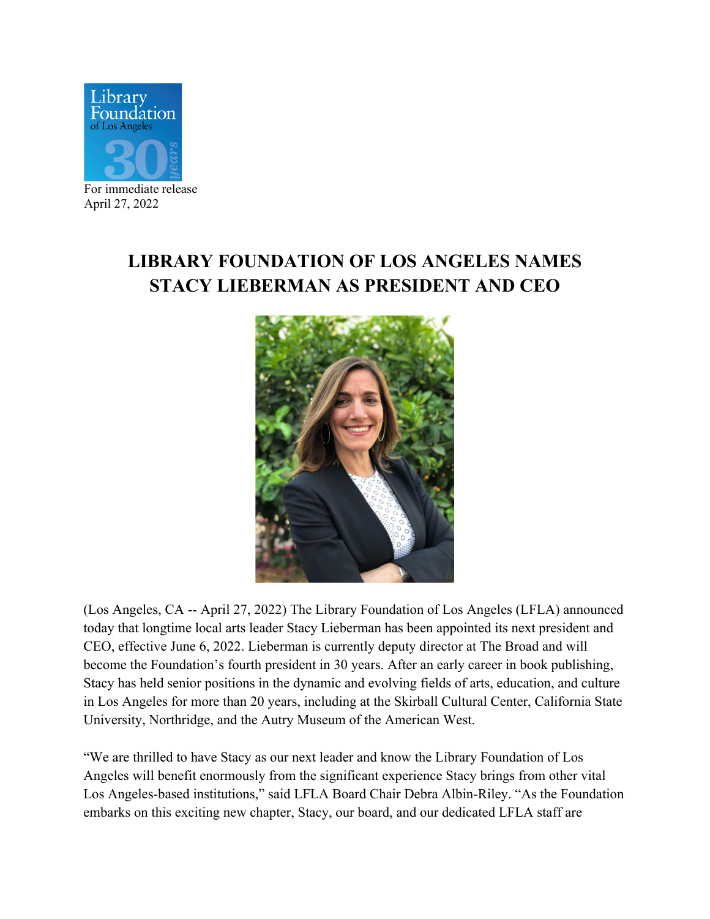For immediate release
April 27, 2022

# LIBRARY FOUNDATION OF LOS ANGELES NAMES STACY LIEBERMAN AS PRESIDENT AND CEO

(Los Angeles, CA -- April 27, 2022) The Library Foundation of Los Angeles (LFLA) announced today that longtime local arts leader Stacy Lieberman has been appointed its next president and CEO, effective June 6, 2022. Lieberman is currently deputy director at The Broad and will become the Foundation's fourth president in 30 years. After an early career in book publishing, Stacy has held senior positions in the dynamic and evolving fields of arts, education, and culture in Los Angeles for more than 20 years, including at the Skirball Cultural Center, California State University, Northridge, and the Autry Museum of the American West.

"We are thrilled to have Stacy as our next leader and know the Library Foundation of Los Angeles will benefit enormously from the significant experience Stacy brings from other vital Los Angeles-based institutions," said LFLA Board Chair Debra Albin-Riley. "As the Foundation embarks on this exciting new chapter, Stacy, our board, and our dedicated LFLA staff are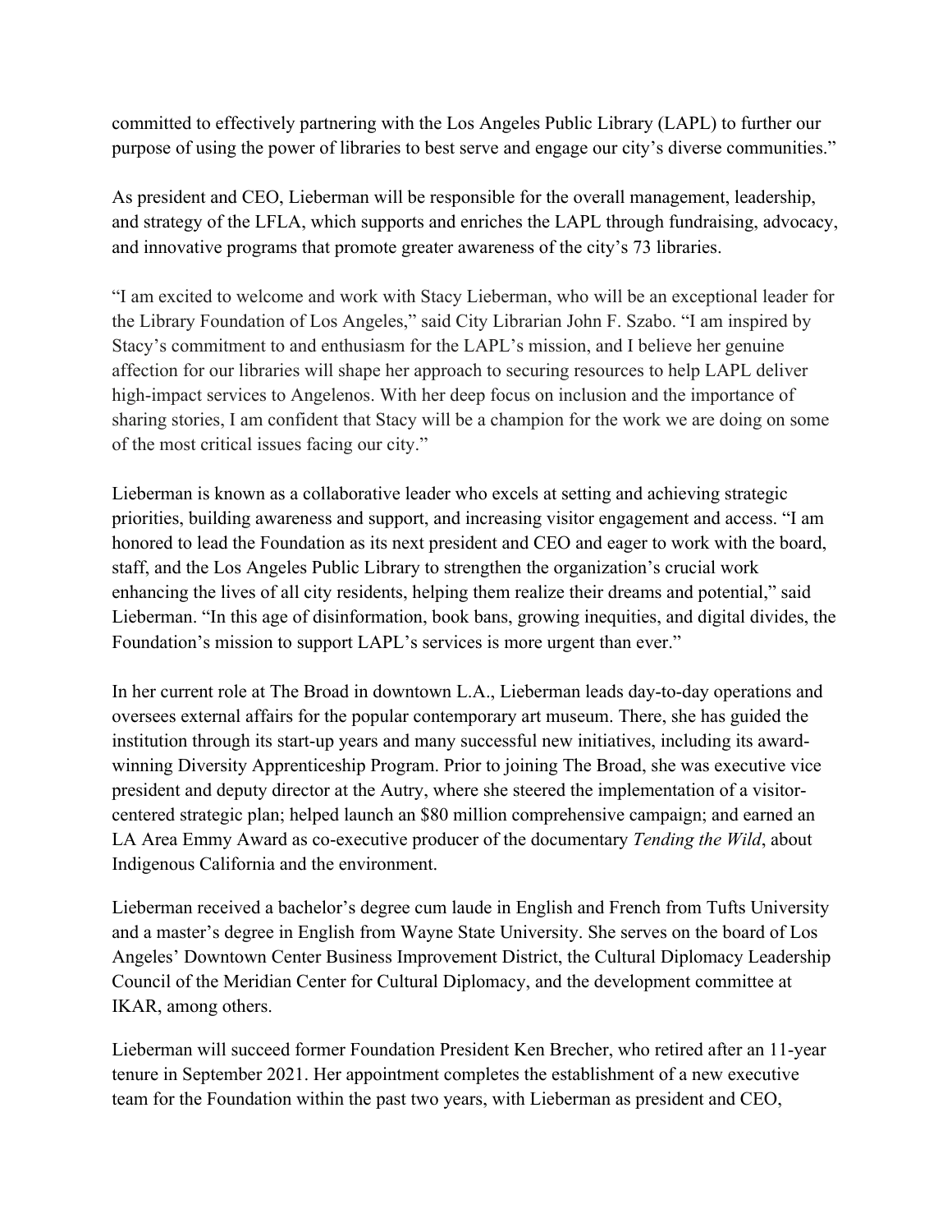committed to effectively partnering with the Los Angeles Public Library (LAPL) to further our purpose of using the power of libraries to best serve and engage our city's diverse communities."

As president and CEO, Lieberman will be responsible for the overall management, leadership, and strategy of the LFLA, which supports and enriches the LAPL through fundraising, advocacy, and innovative programs that promote greater awareness of the city's 73 libraries.

"I am excited to welcome and work with Stacy Lieberman, who will be an exceptional leader for the Library Foundation of Los Angeles," said City Librarian John F. Szabo. "I am inspired by Stacy's commitment to and enthusiasm for the LAPL's mission, and I believe her genuine affection for our libraries will shape her approach to securing resources to help LAPL deliver high-impact services to Angelenos. With her deep focus on inclusion and the importance of sharing stories, I am confident that Stacy will be a champion for the work we are doing on some of the most critical issues facing our city."

Lieberman is known as a collaborative leader who excels at setting and achieving strategic priorities, building awareness and support, and increasing visitor engagement and access. "I am honored to lead the Foundation as its next president and CEO and eager to work with the board, staff, and the Los Angeles Public Library to strengthen the organization's crucial work enhancing the lives of all city residents, helping them realize their dreams and potential," said Lieberman. "In this age of disinformation, book bans, growing inequities, and digital divides, the Foundation's mission to support LAPL's services is more urgent than ever."

In her current role at The Broad in downtown L.A., Lieberman leads day-to-day operations and oversees external affairs for the popular contemporary art museum. There, she has guided the institution through its start-up years and many successful new initiatives, including its award-winning Diversity Apprenticeship Program. Prior to joining The Broad, she was executive vice president and deputy director at the Autry, where she steered the implementation of a visitor-centered strategic plan; helped launch an $80 million comprehensive campaign; and earned an LA Area Emmy Award as co-executive producer of the documentary *Tending the Wild*, about Indigenous California and the environment.

Lieberman received a bachelor's degree cum laude in English and French from Tufts University and a master's degree in English from Wayne State University. She serves on the board of Los Angeles' Downtown Center Business Improvement District, the Cultural Diplomacy Leadership Council of the Meridian Center for Cultural Diplomacy, and the development committee at IKAR, among others.

Lieberman will succeed former Foundation President Ken Brecher, who retired after an 11-year tenure in September 2021. Her appointment completes the establishment of a new executive team for the Foundation within the past two years, with Lieberman as president and CEO,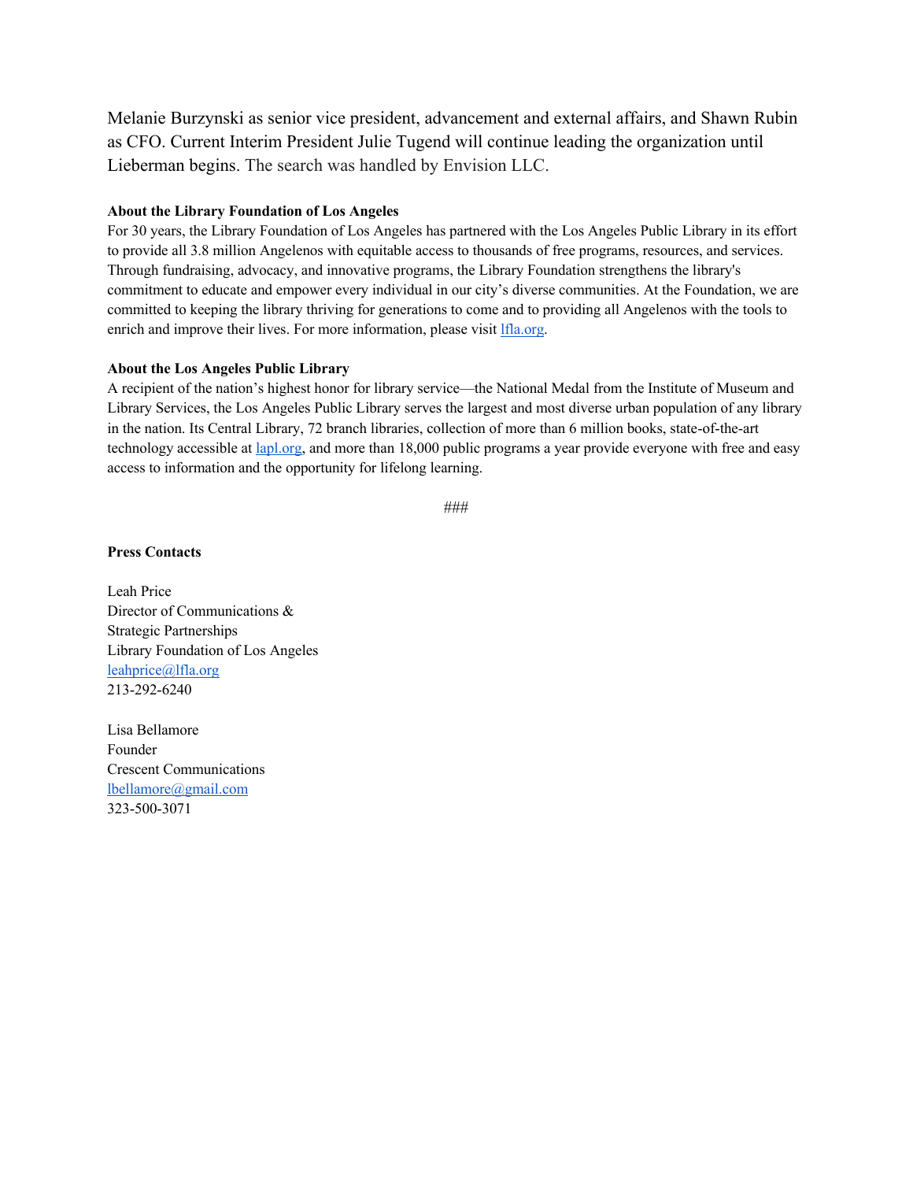Melanie Burzynski as senior vice president, advancement and external affairs, and Shawn Rubin as CFO. Current Interim President Julie Tugend will continue leading the organization until Lieberman begins. The search was handled by Envision LLC.

**About the Library Foundation of Los Angeles**
For 30 years, the Library Foundation of Los Angeles has partnered with the Los Angeles Public Library in its effort to provide all 3.8 million Angelenos with equitable access to thousands of free programs, resources, and services. Through fundraising, advocacy, and innovative programs, the Library Foundation strengthens the library's commitment to educate and empower every individual in our city's diverse communities. At the Foundation, we are committed to keeping the library thriving for generations to come and to providing all Angelenos with the tools to enrich and improve their lives. For more information, please visit lfla.org.

**About the Los Angeles Public Library**
A recipient of the nation's highest honor for library service—the National Medal from the Institute of Museum and Library Services, the Los Angeles Public Library serves the largest and most diverse urban population of any library in the nation. Its Central Library, 72 branch libraries, collection of more than 6 million books, state-of-the-art technology accessible at lapl.org, and more than 18,000 public programs a year provide everyone with free and easy access to information and the opportunity for lifelong learning.

###

**Press Contacts**

Leah Price
Director of Communications &
Strategic Partnerships
Library Foundation of Los Angeles
leahprice@lfla.org
213-292-6240

Lisa Bellamore
Founder
Crescent Communications
lbellamore@gmail.com
323-500-3071